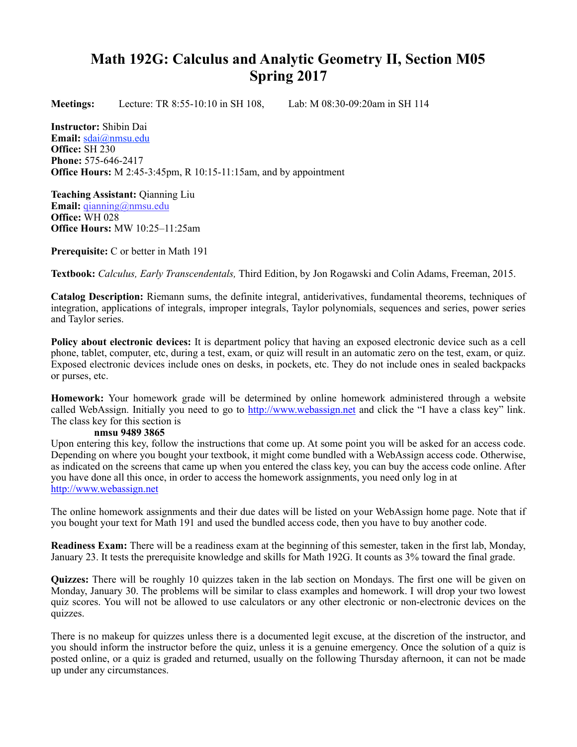# Math 192G: Calculus and Analytic Geometry II, Section M05
# Spring 2017

**Meetings:** Lecture: TR 8:55-10:10 in SH 108, Lab: M 08:30-09:20am in SH 114

**Instructor:** Shibin Dai
**Email:** sdai@nmsu.edu
**Office:** SH 230
**Phone:** 575-646-2417
**Office Hours:** M 2:45-3:45pm, R 10:15-11:15am, and by appointment

**Teaching Assistant:** Qianning Liu
**Email:** qianning@nmsu.edu
**Office:** WH 028
**Office Hours:** MW 10:25–11:25am

**Prerequisite:** C or better in Math 191

**Textbook:** *Calculus, Early Transcendentals,* Third Edition, by Jon Rogawski and Colin Adams, Freeman, 2015.

**Catalog Description:** Riemann sums, the definite integral, antiderivatives, fundamental theorems, techniques of integration, applications of integrals, improper integrals, Taylor polynomials, sequences and series, power series and Taylor series.

**Policy about electronic devices:** It is department policy that having an exposed electronic device such as a cell phone, tablet, computer, etc, during a test, exam, or quiz will result in an automatic zero on the test, exam, or quiz. Exposed electronic devices include ones on desks, in pockets, etc. They do not include ones in sealed backpacks or purses, etc.

**Homework:** Your homework grade will be determined by online homework administered through a website called WebAssign. Initially you need to go to http://www.webassign.net and click the "I have a class key" link. The class key for this section is

**nmsu 9489 3865**

Upon entering this key, follow the instructions that come up. At some point you will be asked for an access code. Depending on where you bought your textbook, it might come bundled with a WebAssign access code. Otherwise, as indicated on the screens that came up when you entered the class key, you can buy the access code online. After you have done all this once, in order to access the homework assignments, you need only log in at http://www.webassign.net

The online homework assignments and their due dates will be listed on your WebAssign home page. Note that if you bought your text for Math 191 and used the bundled access code, then you have to buy another code.

**Readiness Exam:** There will be a readiness exam at the beginning of this semester, taken in the first lab, Monday, January 23. It tests the prerequisite knowledge and skills for Math 192G. It counts as 3% toward the final grade.

**Quizzes:** There will be roughly 10 quizzes taken in the lab section on Mondays. The first one will be given on Monday, January 30. The problems will be similar to class examples and homework. I will drop your two lowest quiz scores. You will not be allowed to use calculators or any other electronic or non-electronic devices on the quizzes.

There is no makeup for quizzes unless there is a documented legit excuse, at the discretion of the instructor, and you should inform the instructor before the quiz, unless it is a genuine emergency. Once the solution of a quiz is posted online, or a quiz is graded and returned, usually on the following Thursday afternoon, it can not be made up under any circumstances.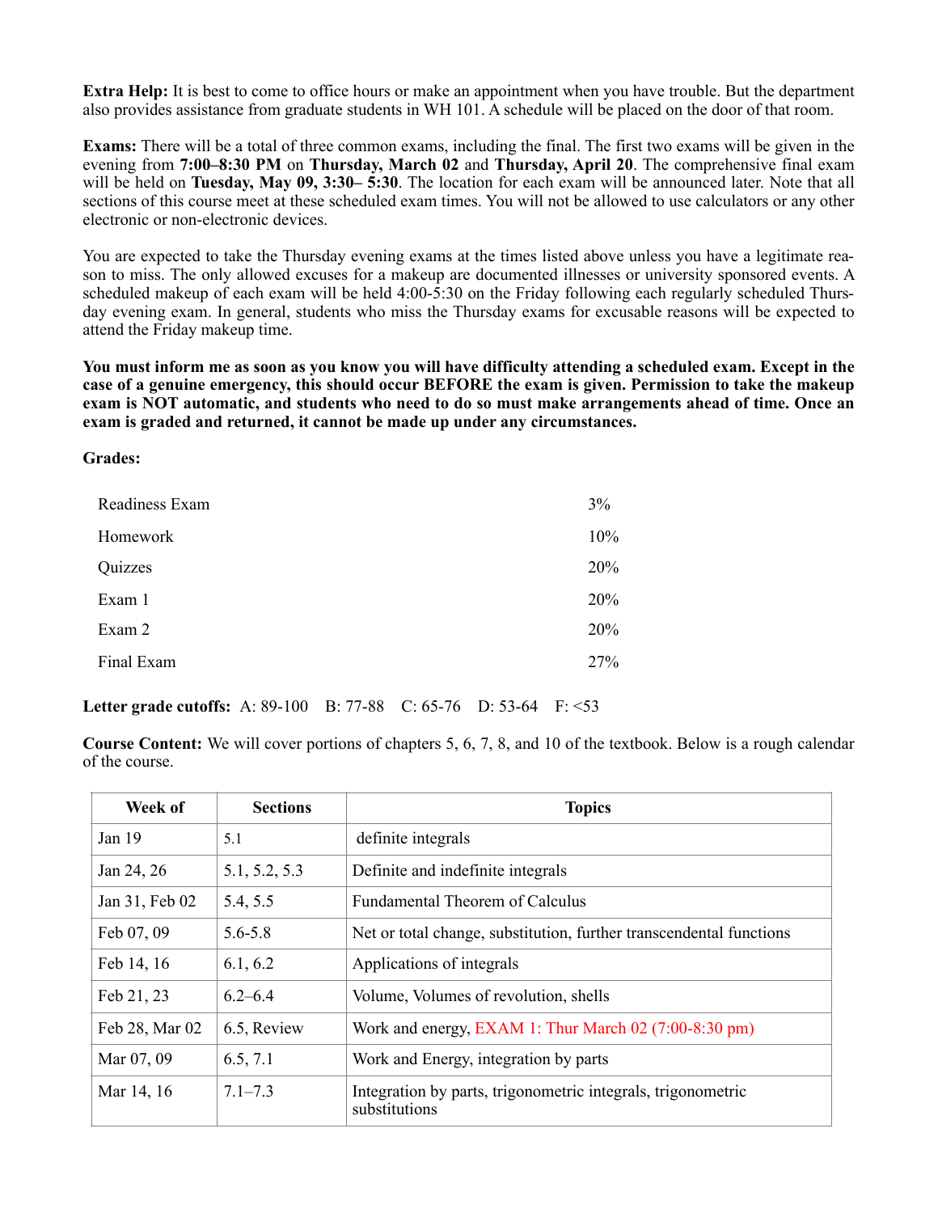**Extra Help:** It is best to come to office hours or make an appointment when you have trouble. But the department also provides assistance from graduate students in WH 101. A schedule will be placed on the door of that room.

**Exams:** There will be a total of three common exams, including the final. The first two exams will be given in the evening from **7:00–8:30 PM** on **Thursday, March 02** and **Thursday, April 20**. The comprehensive final exam will be held on **Tuesday, May 09, 3:30– 5:30**. The location for each exam will be announced later. Note that all sections of this course meet at these scheduled exam times. You will not be allowed to use calculators or any other electronic or non-electronic devices.

You are expected to take the Thursday evening exams at the times listed above unless you have a legitimate reason to miss. The only allowed excuses for a makeup are documented illnesses or university sponsored events. A scheduled makeup of each exam will be held 4:00-5:30 on the Friday following each regularly scheduled Thursday evening exam. In general, students who miss the Thursday exams for excusable reasons will be expected to attend the Friday makeup time.

**You must inform me as soon as you know you will have difficulty attending a scheduled exam. Except in the case of a genuine emergency, this should occur BEFORE the exam is given. Permission to take the makeup exam is NOT automatic, and students who need to do so must make arrangements ahead of time. Once an exam is graded and returned, it cannot be made up under any circumstances.**

**Grades:**

| | |
|---|---|
| Readiness Exam | 3% |
| Homework | 10% |
| Quizzes | 20% |
| Exam 1 | 20% |
| Exam 2 | 20% |
| Final Exam | 27% |

**Letter grade cutoffs:** A: 89-100 B: 77-88 C: 65-76 D: 53-64 F: <53

**Course Content:** We will cover portions of chapters 5, 6, 7, 8, and 10 of the textbook. Below is a rough calendar of the course.

| Week of | Sections | Topics |
|---|---|---|
| Jan 19 | 5.1 | definite integrals |
| Jan 24, 26 | 5.1, 5.2, 5.3 | Definite and indefinite integrals |
| Jan 31, Feb 02 | 5.4, 5.5 | Fundamental Theorem of Calculus |
| Feb 07, 09 | 5.6-5.8 | Net or total change, substitution, further transcendental functions |
| Feb 14, 16 | 6.1, 6.2 | Applications of integrals |
| Feb 21, 23 | 6.2–6.4 | Volume, Volumes of revolution, shells |
| Feb 28, Mar 02 | 6.5, Review | Work and energy, EXAM 1: Thur March 02 (7:00-8:30 pm) |
| Mar 07, 09 | 6.5, 7.1 | Work and Energy, integration by parts |
| Mar 14, 16 | 7.1–7.3 | Integration by parts, trigonometric integrals, trigonometric substitutions |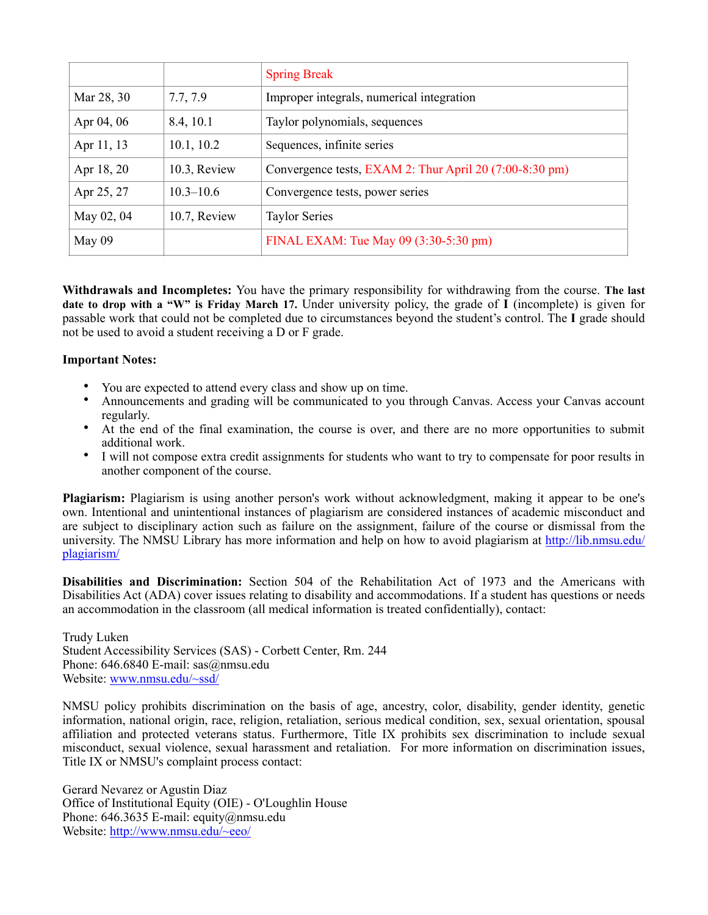| | | |
|---|---|---|
| | | Spring Break |
| Mar 28, 30 | 7.7, 7.9 | Improper integrals, numerical integration |
| Apr 04, 06 | 8.4, 10.1 | Taylor polynomials, sequences |
| Apr 11, 13 | 10.1, 10.2 | Sequences, infinite series |
| Apr 18, 20 | 10.3, Review | Convergence tests, EXAM 2: Thur April 20 (7:00-8:30 pm) |
| Apr 25, 27 | 10.3–10.6 | Convergence tests, power series |
| May 02, 04 | 10.7, Review | Taylor Series |
| May 09 | | FINAL EXAM: Tue May 09 (3:30-5:30 pm) |

**Withdrawals and Incompletes:** You have the primary responsibility for withdrawing from the course. **The last date to drop with a "W" is Friday March 17.** Under university policy, the grade of **I** (incomplete) is given for passable work that could not be completed due to circumstances beyond the student's control. The **I** grade should not be used to avoid a student receiving a D or F grade.

**Important Notes:**

- You are expected to attend every class and show up on time.
- Announcements and grading will be communicated to you through Canvas. Access your Canvas account regularly.
- At the end of the final examination, the course is over, and there are no more opportunities to submit additional work.
- I will not compose extra credit assignments for students who want to try to compensate for poor results in another component of the course.

**Plagiarism:** Plagiarism is using another person's work without acknowledgment, making it appear to be one's own. Intentional and unintentional instances of plagiarism are considered instances of academic misconduct and are subject to disciplinary action such as failure on the assignment, failure of the course or dismissal from the university. The NMSU Library has more information and help on how to avoid plagiarism at http://lib.nmsu.edu/plagiarism/

**Disabilities and Discrimination:** Section 504 of the Rehabilitation Act of 1973 and the Americans with Disabilities Act (ADA) cover issues relating to disability and accommodations. If a student has questions or needs an accommodation in the classroom (all medical information is treated confidentially), contact:

Trudy Luken
Student Accessibility Services (SAS) - Corbett Center, Rm. 244
Phone: 646.6840 E-mail: sas@nmsu.edu
Website: www.nmsu.edu/~ssd/

NMSU policy prohibits discrimination on the basis of age, ancestry, color, disability, gender identity, genetic information, national origin, race, religion, retaliation, serious medical condition, sex, sexual orientation, spousal affiliation and protected veterans status. Furthermore, Title IX prohibits sex discrimination to include sexual misconduct, sexual violence, sexual harassment and retaliation. For more information on discrimination issues, Title IX or NMSU's complaint process contact:

Gerard Nevarez or Agustin Diaz
Office of Institutional Equity (OIE) - O'Loughlin House
Phone: 646.3635 E-mail: equity@nmsu.edu
Website: http://www.nmsu.edu/~eeo/